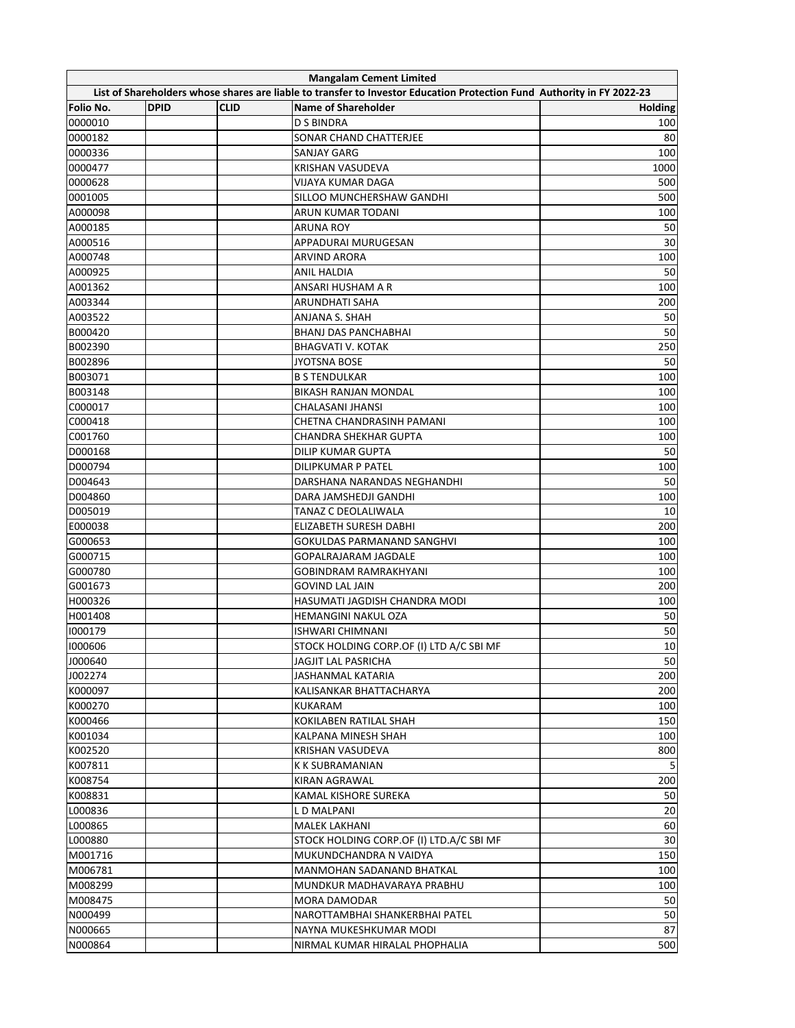| Mangalam Cement Limited | | | | |
|---|---|---|---|---|
| List of Shareholders whose shares are liable to transfer to Investor Education Protection Fund Authority in FY 2022-23 | | | | |
| **Folio No.** | **DPID** | **CLID** | **Name of Shareholder** | **Holding** |
| 0000010 | | | D S BINDRA | 100 |
| 0000182 | | | SONAR CHAND CHATTERJEE | 80 |
| 0000336 | | | SANJAY GARG | 100 |
| 0000477 | | | KRISHAN VASUDEVA | 1000 |
| 0000628 | | | VIJAYA KUMAR DAGA | 500 |
| 0001005 | | | SILLOO MUNCHERSHAW GANDHI | 500 |
| A000098 | | | ARUN KUMAR TODANI | 100 |
| A000185 | | | ARUNA ROY | 50 |
| A000516 | | | APPADURAI MURUGESAN | 30 |
| A000748 | | | ARVIND ARORA | 100 |
| A000925 | | | ANIL HALDIA | 50 |
| A001362 | | | ANSARI HUSHAM A R | 100 |
| A003344 | | | ARUNDHATI SAHA | 200 |
| A003522 | | | ANJANA S. SHAH | 50 |
| B000420 | | | BHANJ DAS PANCHABHAI | 50 |
| B002390 | | | BHAGVATI V. KOTAK | 250 |
| B002896 | | | JYOTSNA BOSE | 50 |
| B003071 | | | B S TENDULKAR | 100 |
| B003148 | | | BIKASH RANJAN MONDAL | 100 |
| C000017 | | | CHALASANI JHANSI | 100 |
| C000418 | | | CHETNA CHANDRASINH PAMANI | 100 |
| C001760 | | | CHANDRA SHEKHAR GUPTA | 100 |
| D000168 | | | DILIP KUMAR GUPTA | 50 |
| D000794 | | | DILIPKUMAR P PATEL | 100 |
| D004643 | | | DARSHANA NARANDAS NEGHANDHI | 50 |
| D004860 | | | DARA JAMSHEDJI GANDHI | 100 |
| D005019 | | | TANAZ C DEOLALIWALA | 10 |
| E000038 | | | ELIZABETH SURESH DABHI | 200 |
| G000653 | | | GOKULDAS PARMANAND SANGHVI | 100 |
| G000715 | | | GOPALRAJARAM JAGDALE | 100 |
| G000780 | | | GOBINDRAM RAMRAKHYANI | 100 |
| G001673 | | | GOVIND LAL JAIN | 200 |
| H000326 | | | HASUMATI JAGDISH CHANDRA MODI | 100 |
| H001408 | | | HEMANGINI NAKUL OZA | 50 |
| I000179 | | | ISHWARI CHIMNANI | 50 |
| I000606 | | | STOCK HOLDING CORP.OF (I) LTD A/C SBI MF | 10 |
| J000640 | | | JAGJIT LAL PASRICHA | 50 |
| J002274 | | | JASHANMAL KATARIA | 200 |
| K000097 | | | KALISANKAR BHATTACHARYA | 200 |
| K000270 | | | KUKARAM | 100 |
| K000466 | | | KOKILABEN RATILAL SHAH | 150 |
| K001034 | | | KALPANA MINESH SHAH | 100 |
| K002520 | | | KRISHAN VASUDEVA | 800 |
| K007811 | | | K K SUBRAMANIAN | 5 |
| K008754 | | | KIRAN AGRAWAL | 200 |
| K008831 | | | KAMAL KISHORE SUREKA | 50 |
| L000836 | | | L D MALPANI | 20 |
| L000865 | | | MALEK LAKHANI | 60 |
| L000880 | | | STOCK HOLDING CORP.OF (I) LTD.A/C SBI MF | 30 |
| M001716 | | | MUKUNDCHANDRA N VAIDYA | 150 |
| M006781 | | | MANMOHAN SADANAND BHATKAL | 100 |
| M008299 | | | MUNDKUR MADHAVARAYA PRABHU | 100 |
| M008475 | | | MORA DAMODAR | 50 |
| N000499 | | | NAROTTAMBHAI SHANKERBHAI PATEL | 50 |
| N000665 | | | NAYNA MUKESHKUMAR MODI | 87 |
| N000864 | | | NIRMAL KUMAR HIRALAL PHOPHALIA | 500 |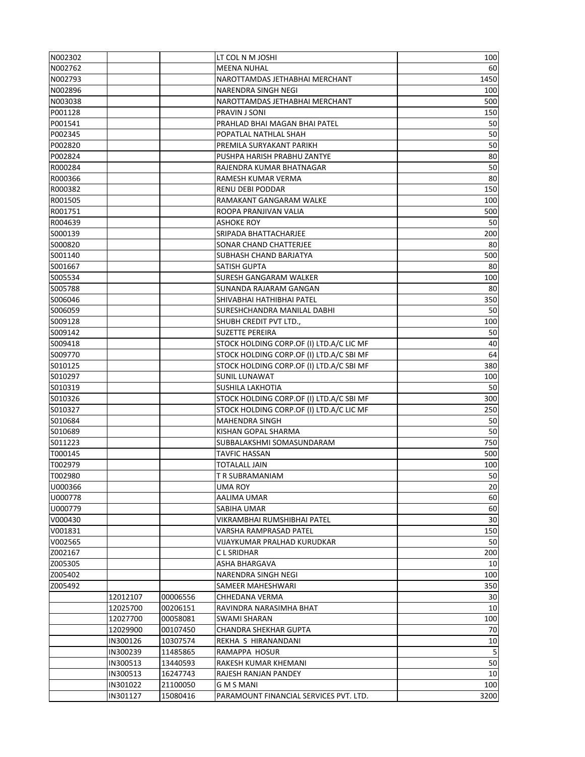| | | | | |
|---|---|---|---|---|
| N002302 | | | LT COL N M JOSHI | 100 |
| N002762 | | | MEENA NUHAL | 60 |
| N002793 | | | NAROTTAMDAS JETHABHAI MERCHANT | 1450 |
| N002896 | | | NARENDRA SINGH NEGI | 100 |
| N003038 | | | NAROTTAMDAS JETHABHAI MERCHANT | 500 |
| P001128 | | | PRAVIN J SONI | 150 |
| P001541 | | | PRAHLAD BHAI MAGAN BHAI PATEL | 50 |
| P002345 | | | POPATLAL NATHLAL SHAH | 50 |
| P002820 | | | PREMILA SURYAKANT PARIKH | 50 |
| P002824 | | | PUSHPA HARISH PRABHU ZANTYE | 80 |
| R000284 | | | RAJENDRA KUMAR BHATNAGAR | 50 |
| R000366 | | | RAMESH KUMAR VERMA | 80 |
| R000382 | | | RENU DEBI PODDAR | 150 |
| R001505 | | | RAMAKANT GANGARAM WALKE | 100 |
| R001751 | | | ROOPA PRANJIVAN VALIA | 500 |
| R004639 | | | ASHOKE ROY | 50 |
| S000139 | | | SRIPADA BHATTACHARJEE | 200 |
| S000820 | | | SONAR CHAND CHATTERJEE | 80 |
| S001140 | | | SUBHASH CHAND BARJATYA | 500 |
| S001667 | | | SATISH GUPTA | 80 |
| S005534 | | | SURESH GANGARAM WALKER | 100 |
| S005788 | | | SUNANDA RAJARAM GANGAN | 80 |
| S006046 | | | SHIVABHAI HATHIBHAI PATEL | 350 |
| S006059 | | | SURESHCHANDRA MANILAL DABHI | 50 |
| S009128 | | | SHUBH CREDIT PVT LTD., | 100 |
| S009142 | | | SUZETTE PEREIRA | 50 |
| S009418 | | | STOCK HOLDING CORP.OF (I) LTD.A/C LIC MF | 40 |
| S009770 | | | STOCK HOLDING CORP.OF (I) LTD.A/C SBI MF | 64 |
| S010125 | | | STOCK HOLDING CORP.OF (I) LTD.A/C SBI MF | 380 |
| S010297 | | | SUNIL LUNAWAT | 100 |
| S010319 | | | SUSHILA LAKHOTIA | 50 |
| S010326 | | | STOCK HOLDING CORP.OF (I) LTD.A/C SBI MF | 300 |
| S010327 | | | STOCK HOLDING CORP.OF (I) LTD.A/C LIC MF | 250 |
| S010684 | | | MAHENDRA SINGH | 50 |
| S010689 | | | KISHAN GOPAL SHARMA | 50 |
| S011223 | | | SUBBALAKSHMI SOMASUNDARAM | 750 |
| T000145 | | | TAVFIC HASSAN | 500 |
| T002979 | | | TOTALALL JAIN | 100 |
| T002980 | | | T R SUBRAMANIAM | 50 |
| U000366 | | | UMA ROY | 20 |
| U000778 | | | AALIMA UMAR | 60 |
| U000779 | | | SABIHA UMAR | 60 |
| V000430 | | | VIKRAMBHAI RUMSHIBHAI PATEL | 30 |
| V001831 | | | VARSHA RAMPRASAD PATEL | 150 |
| V002565 | | | VIJAYKUMAR PRALHAD KURUDKAR | 50 |
| Z002167 | | | C L SRIDHAR | 200 |
| Z005305 | | | ASHA BHARGAVA | 10 |
| Z005402 | | | NARENDRA SINGH NEGI | 100 |
| Z005492 | | | SAMEER MAHESHWARI | 350 |
| | 12012107 | 00006556 | CHHEDANA VERMA | 30 |
| | 12025700 | 00206151 | RAVINDRA NARASIMHA BHAT | 10 |
| | 12027700 | 00058081 | SWAMI SHARAN | 100 |
| | 12029900 | 00107450 | CHANDRA SHEKHAR GUPTA | 70 |
| | IN300126 | 10307574 | REKHA S HIRANANDANI | 10 |
| | IN300239 | 11485865 | RAMAPPA HOSUR | 5 |
| | IN300513 | 13440593 | RAKESH KUMAR KHEMANI | 50 |
| | IN300513 | 16247743 | RAJESH RANJAN PANDEY | 10 |
| | IN301022 | 21100050 | G M S MANI | 100 |
| | IN301127 | 15080416 | PARAMOUNT FINANCIAL SERVICES PVT. LTD. | 3200 |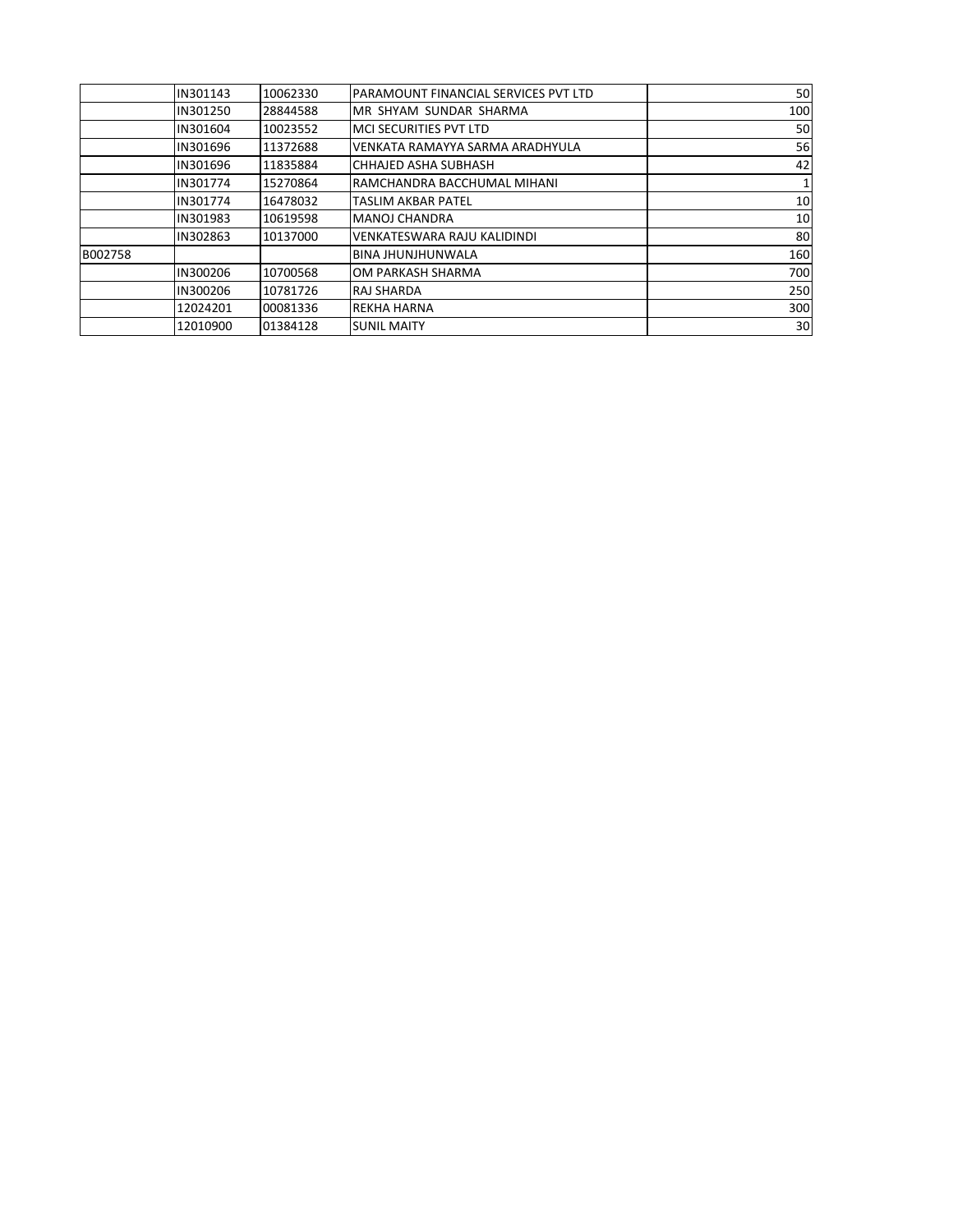| | | | | |
|---|---|---|---|---|
| | IN301143 | 10062330 | PARAMOUNT FINANCIAL SERVICES PVT LTD | 50 |
| | IN301250 | 28844588 | MR SHYAM SUNDAR SHARMA | 100 |
| | IN301604 | 10023552 | MCI SECURITIES PVT LTD | 50 |
| | IN301696 | 11372688 | VENKATA RAMAYYA SARMA ARADHYULA | 56 |
| | IN301696 | 11835884 | CHHAJED ASHA SUBHASH | 42 |
| | IN301774 | 15270864 | RAMCHANDRA BACCHUMAL MIHANI | 1 |
| | IN301774 | 16478032 | TASLIM AKBAR PATEL | 10 |
| | IN301983 | 10619598 | MANOJ CHANDRA | 10 |
| | IN302863 | 10137000 | VENKATESWARA RAJU KALIDINDI | 80 |
| B002758 | | | BINA JHUNJHUNWALA | 160 |
| | IN300206 | 10700568 | OM PARKASH SHARMA | 700 |
| | IN300206 | 10781726 | RAJ SHARDA | 250 |
| | 12024201 | 00081336 | REKHA HARNA | 300 |
| | 12010900 | 01384128 | SUNIL MAITY | 30 |